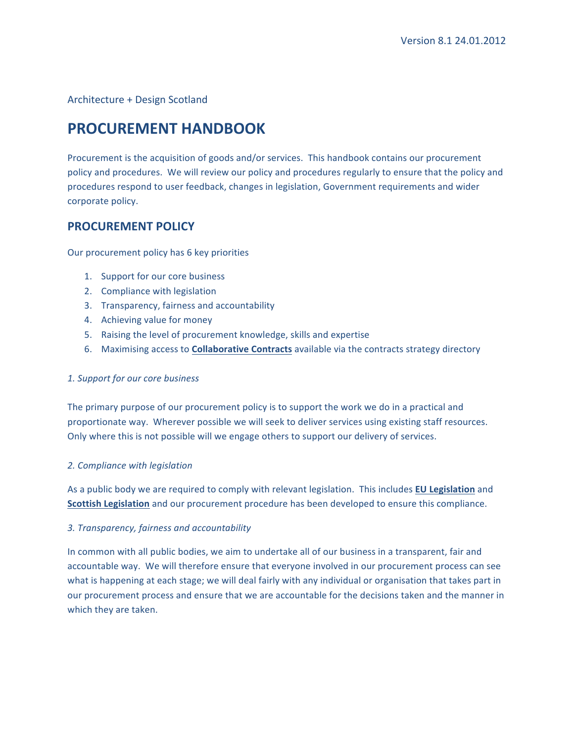Version 8.1 24.01.2012

Architecture + Design Scotland

# PROCUREMENT HANDBOOK

Procurement is the acquisition of goods and/or services. This handbook contains our procurement policy and procedures. We will review our policy and procedures regularly to ensure that the policy and procedures respond to user feedback, changes in legislation, Government requirements and wider corporate policy.

## PROCUREMENT POLICY

Our procurement policy has 6 key priorities

1. Support for our core business
2. Compliance with legislation
3. Transparency, fairness and accountability
4. Achieving value for money
5. Raising the level of procurement knowledge, skills and expertise
6. Maximising access to **Collaborative Contracts** available via the contracts strategy directory

*1. Support for our core business*

The primary purpose of our procurement policy is to support the work we do in a practical and proportionate way. Wherever possible we will seek to deliver services using existing staff resources. Only where this is not possible will we engage others to support our delivery of services.

*2. Compliance with legislation*

As a public body we are required to comply with relevant legislation. This includes **EU Legislation** and **Scottish Legislation** and our procurement procedure has been developed to ensure this compliance.

*3. Transparency, fairness and accountability*

In common with all public bodies, we aim to undertake all of our business in a transparent, fair and accountable way. We will therefore ensure that everyone involved in our procurement process can see what is happening at each stage; we will deal fairly with any individual or organisation that takes part in our procurement process and ensure that we are accountable for the decisions taken and the manner in which they are taken.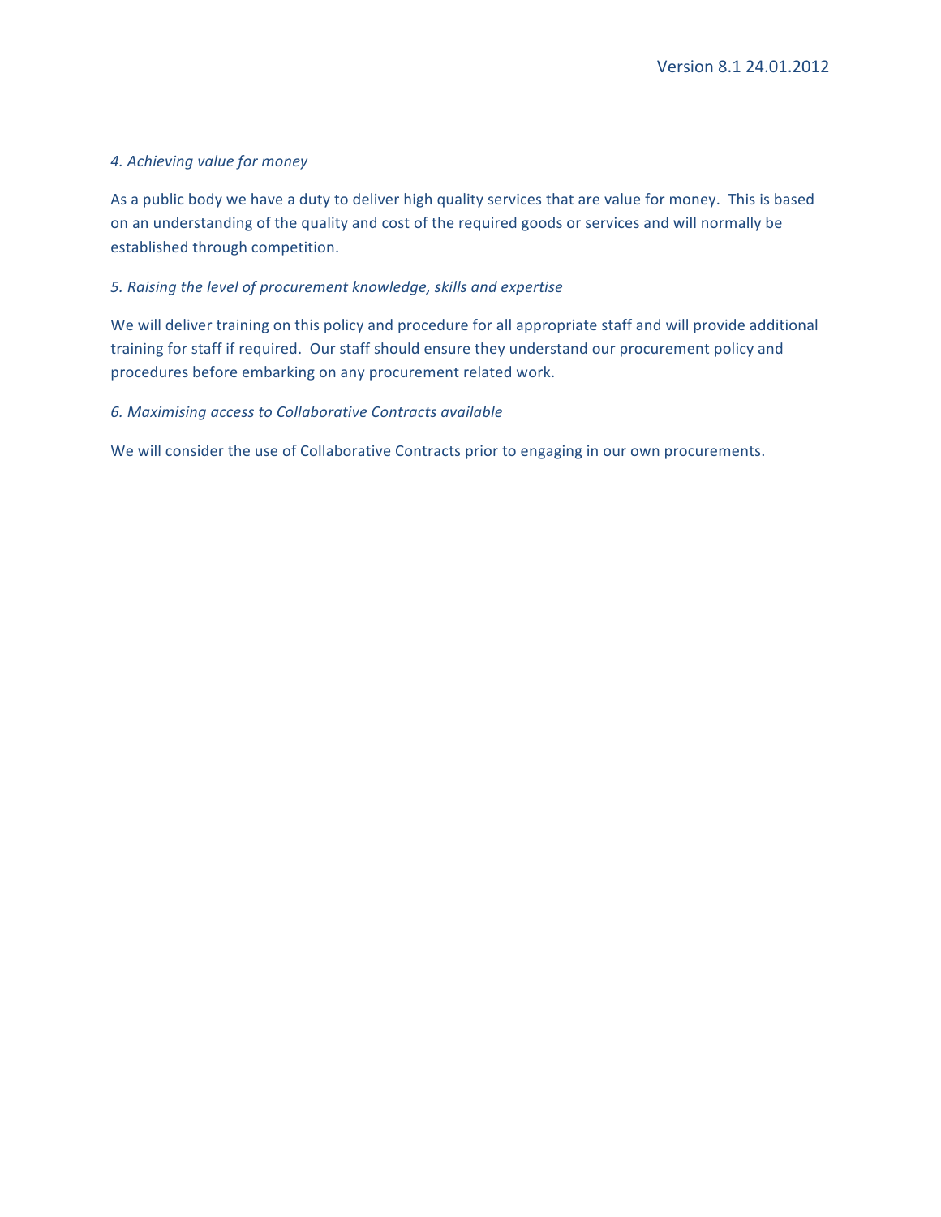*4. Achieving value for money*

As a public body we have a duty to deliver high quality services that are value for money. This is based on an understanding of the quality and cost of the required goods or services and will normally be established through competition.

*5. Raising the level of procurement knowledge, skills and expertise*

We will deliver training on this policy and procedure for all appropriate staff and will provide additional training for staff if required. Our staff should ensure they understand our procurement policy and procedures before embarking on any procurement related work.

*6. Maximising access to Collaborative Contracts available*

We will consider the use of Collaborative Contracts prior to engaging in our own procurements.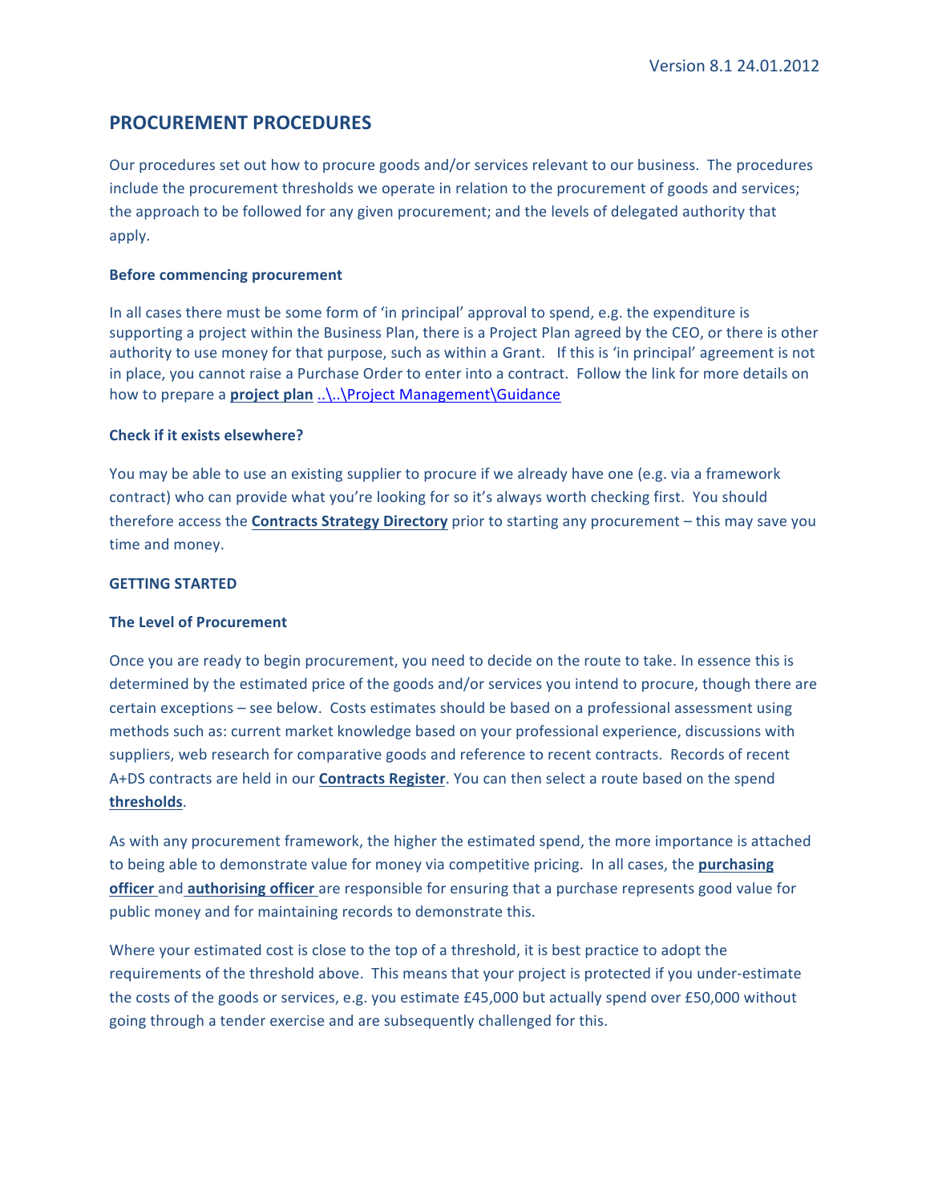Version 8.1 24.01.2012

# PROCUREMENT PROCEDURES

Our procedures set out how to procure goods and/or services relevant to our business. The procedures include the procurement thresholds we operate in relation to the procurement of goods and services; the approach to be followed for any given procurement; and the levels of delegated authority that apply.

### Before commencing procurement

In all cases there must be some form of 'in principal' approval to spend, e.g. the expenditure is supporting a project within the Business Plan, there is a Project Plan agreed by the CEO, or there is other authority to use money for that purpose, such as within a Grant. If this is 'in principal' agreement is not in place, you cannot raise a Purchase Order to enter into a contract. Follow the link for more details on how to prepare a **project plan** ..\..\Project Management\Guidance

### Check if it exists elsewhere?

You may be able to use an existing supplier to procure if we already have one (e.g. via a framework contract) who can provide what you're looking for so it's always worth checking first. You should therefore access the **Contracts Strategy Directory** prior to starting any procurement – this may save you time and money.

## GETTING STARTED

### The Level of Procurement

Once you are ready to begin procurement, you need to decide on the route to take. In essence this is determined by the estimated price of the goods and/or services you intend to procure, though there are certain exceptions – see below. Costs estimates should be based on a professional assessment using methods such as: current market knowledge based on your professional experience, discussions with suppliers, web research for comparative goods and reference to recent contracts. Records of recent A+DS contracts are held in our **Contracts Register**. You can then select a route based on the spend **thresholds**.

As with any procurement framework, the higher the estimated spend, the more importance is attached to being able to demonstrate value for money via competitive pricing. In all cases, the **purchasing officer** and **authorising officer** are responsible for ensuring that a purchase represents good value for public money and for maintaining records to demonstrate this.

Where your estimated cost is close to the top of a threshold, it is best practice to adopt the requirements of the threshold above. This means that your project is protected if you under-estimate the costs of the goods or services, e.g. you estimate £45,000 but actually spend over £50,000 without going through a tender exercise and are subsequently challenged for this.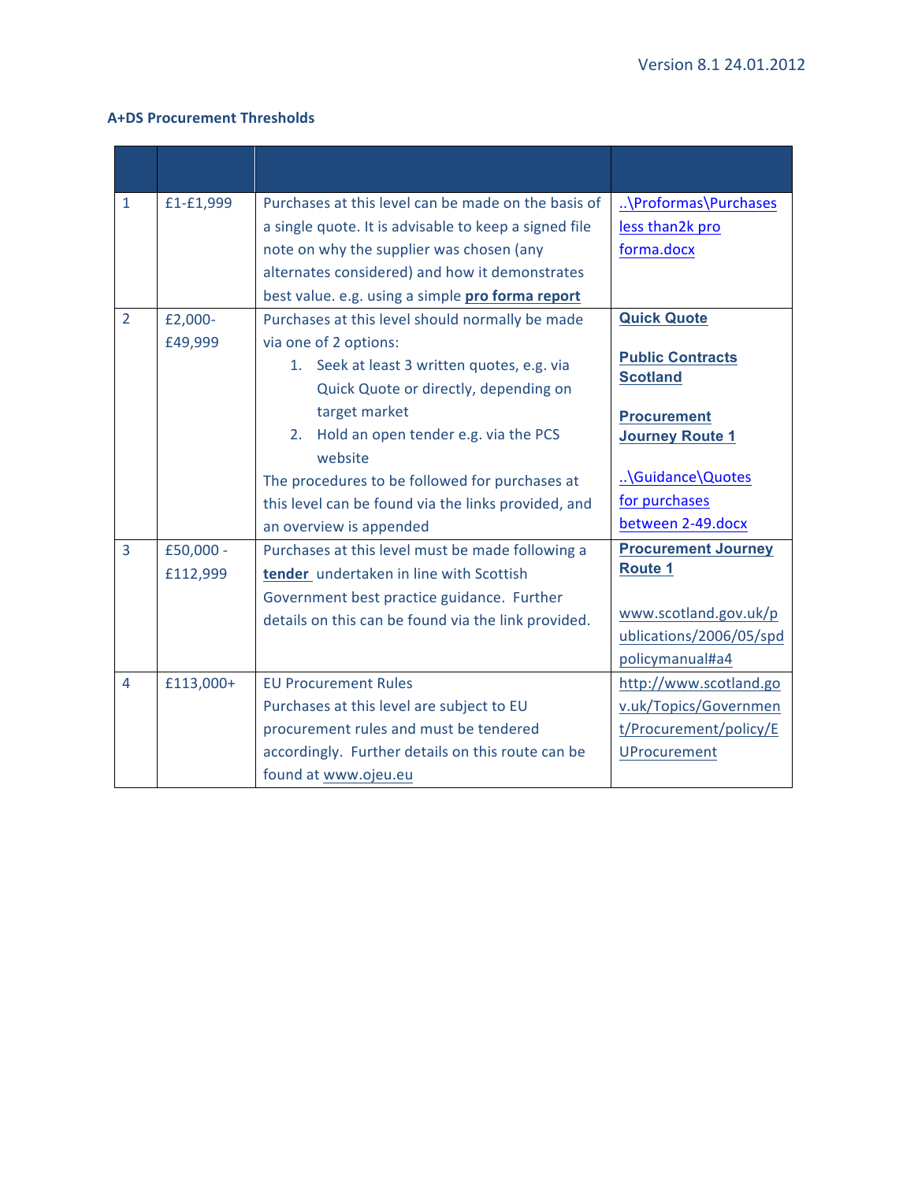Version 8.1 24.01.2012

**A+DS Procurement Thresholds**

| | | | |
|---|---|---|---|
| 1 | £1-£1,999 | Purchases at this level can be made on the basis of a single quote. It is advisable to keep a signed file note on why the supplier was chosen (any alternates considered) and how it demonstrates best value. e.g. using a simple **pro forma report** | ..\Proformas\Purchases less than2k pro forma.docx |
| 2 | £2,000-£49,999 | Purchases at this level should normally be made via one of 2 options:<br>1. Seek at least 3 written quotes, e.g. via Quick Quote or directly, depending on target market<br>2. Hold an open tender e.g. via the PCS website<br>The procedures to be followed for purchases at this level can be found via the links provided, and an overview is appended | **Quick Quote**<br><br>**Public Contracts Scotland**<br><br>**Procurement Journey Route 1**<br><br>..\Guidance\Quotes for purchases between 2-49.docx |
| 3 | £50,000 - £112,999 | Purchases at this level must be made following a **tender** undertaken in line with Scottish Government best practice guidance. Further details on this can be found via the link provided. | **Procurement Journey Route 1**<br><br>www.scotland.gov.uk/publications/2006/05/spdpolicymanual#a4 |
| 4 | £113,000+ | EU Procurement Rules<br>Purchases at this level are subject to EU procurement rules and must be tendered accordingly. Further details on this route can be found at www.ojeu.eu | http://www.scotland.gov.uk/Topics/Government/Procurement/policy/EUProcurement |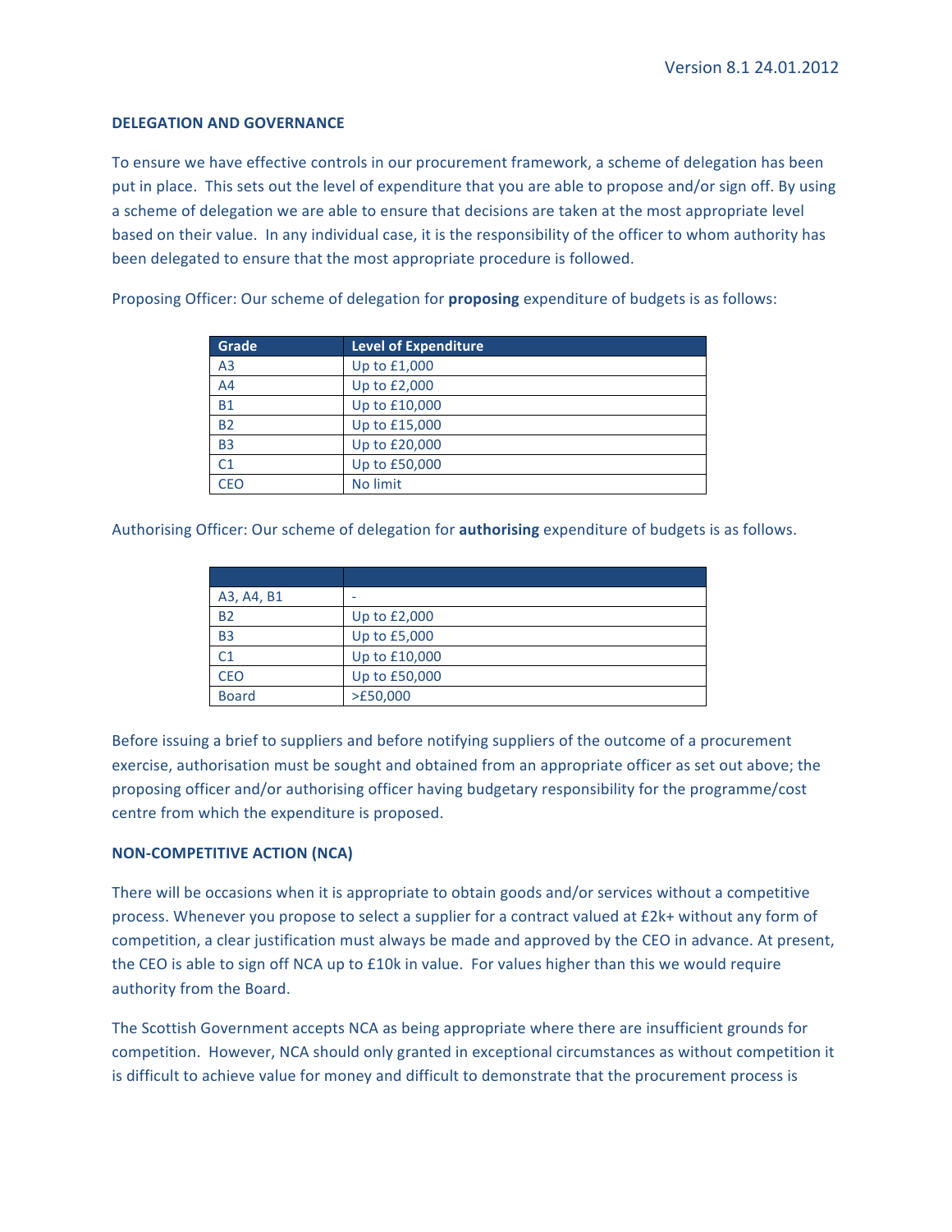Version 8.1 24.01.2012

## DELEGATION AND GOVERNANCE

To ensure we have effective controls in our procurement framework, a scheme of delegation has been put in place. This sets out the level of expenditure that you are able to propose and/or sign off. By using a scheme of delegation we are able to ensure that decisions are taken at the most appropriate level based on their value. In any individual case, it is the responsibility of the officer to whom authority has been delegated to ensure that the most appropriate procedure is followed.

Proposing Officer: Our scheme of delegation for **proposing** expenditure of budgets is as follows:

| Grade | Level of Expenditure |
|---|---|
| A3 | Up to £1,000 |
| A4 | Up to £2,000 |
| B1 | Up to £10,000 |
| B2 | Up to £15,000 |
| B3 | Up to £20,000 |
| C1 | Up to £50,000 |
| CEO | No limit |

Authorising Officer: Our scheme of delegation for **authorising** expenditure of budgets is as follows.

| | |
|---|---|
| A3, A4, B1 | - |
| B2 | Up to £2,000 |
| B3 | Up to £5,000 |
| C1 | Up to £10,000 |
| CEO | Up to £50,000 |
| Board | >£50,000 |

Before issuing a brief to suppliers and before notifying suppliers of the outcome of a procurement exercise, authorisation must be sought and obtained from an appropriate officer as set out above; the proposing officer and/or authorising officer having budgetary responsibility for the programme/cost centre from which the expenditure is proposed.

## NON-COMPETITIVE ACTION (NCA)

There will be occasions when it is appropriate to obtain goods and/or services without a competitive process. Whenever you propose to select a supplier for a contract valued at £2k+ without any form of competition, a clear justification must always be made and approved by the CEO in advance. At present, the CEO is able to sign off NCA up to £10k in value. For values higher than this we would require authority from the Board.

The Scottish Government accepts NCA as being appropriate where there are insufficient grounds for competition. However, NCA should only granted in exceptional circumstances as without competition it is difficult to achieve value for money and difficult to demonstrate that the procurement process is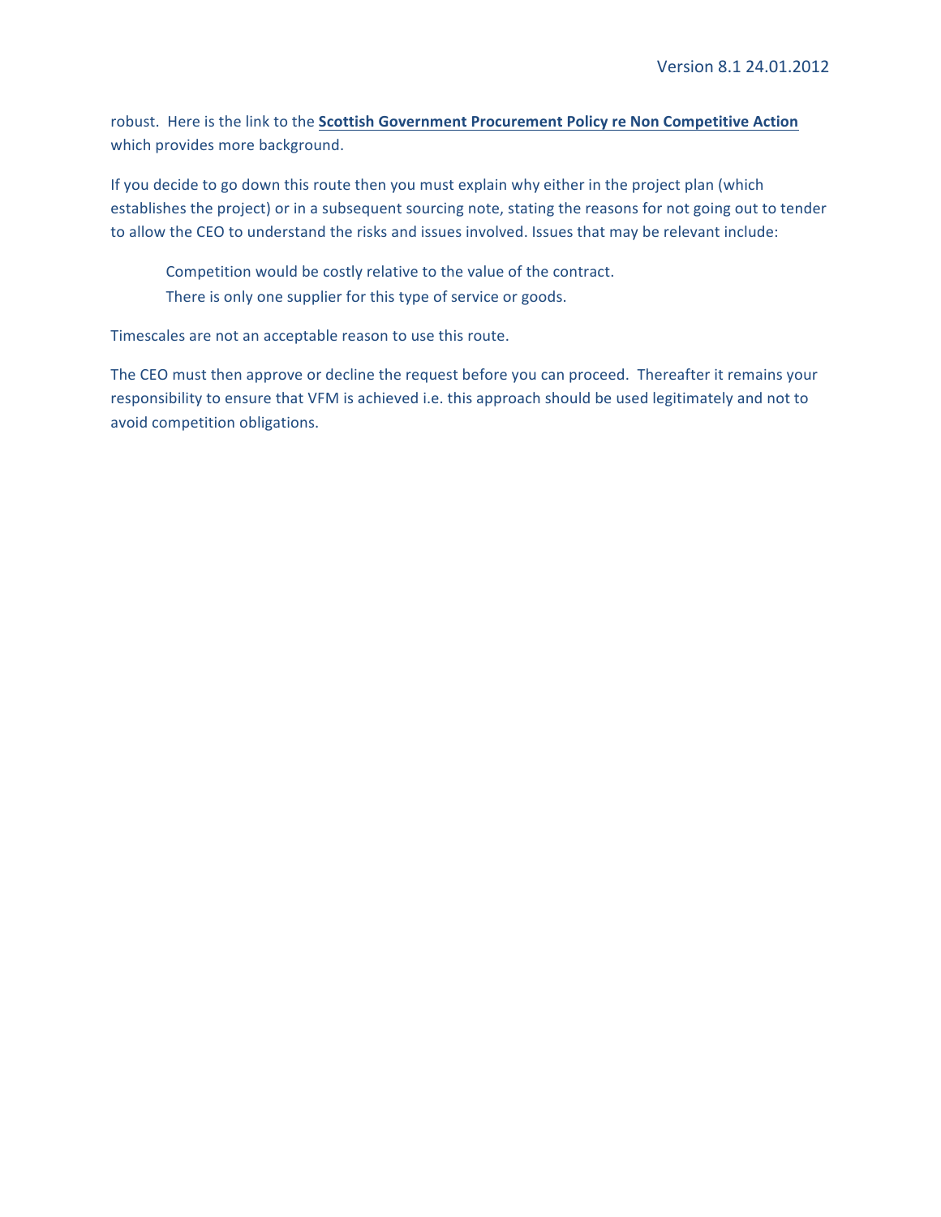robust. Here is the link to the **Scottish Government Procurement Policy re Non Competitive Action** which provides more background.

If you decide to go down this route then you must explain why either in the project plan (which establishes the project) or in a subsequent sourcing note, stating the reasons for not going out to tender to allow the CEO to understand the risks and issues involved. Issues that may be relevant include:

> Competition would be costly relative to the value of the contract.
> There is only one supplier for this type of service or goods.

Timescales are not an acceptable reason to use this route.

The CEO must then approve or decline the request before you can proceed. Thereafter it remains your responsibility to ensure that VFM is achieved i.e. this approach should be used legitimately and not to avoid competition obligations.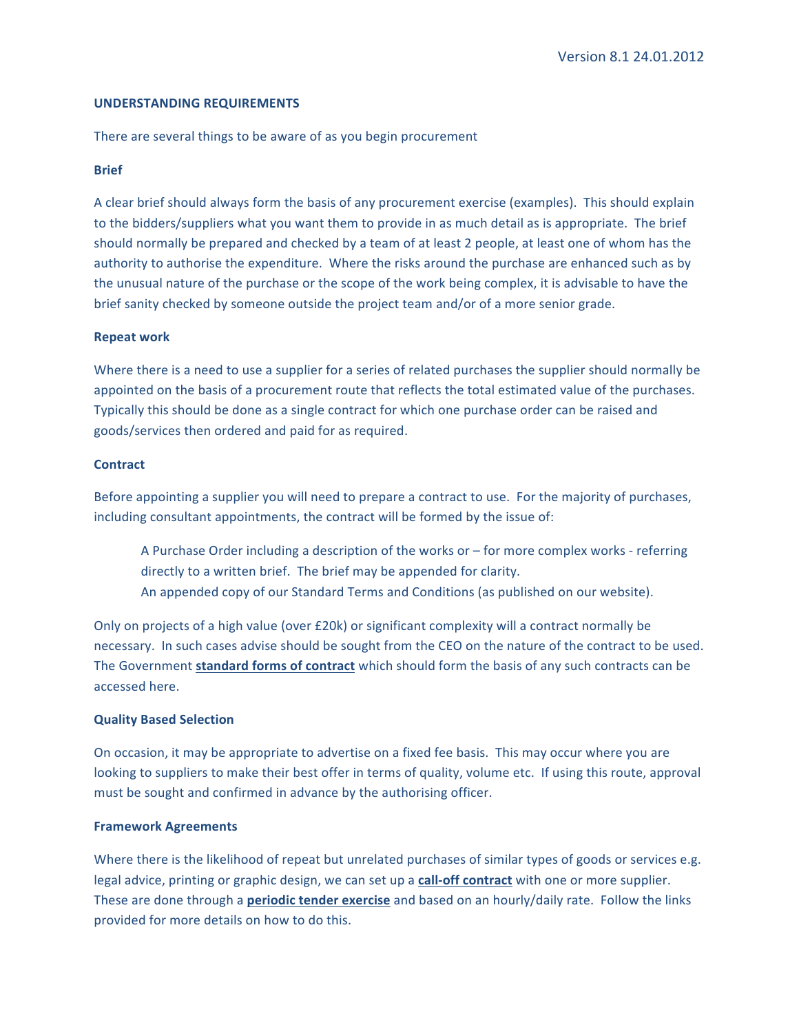## UNDERSTANDING REQUIREMENTS

There are several things to be aware of as you begin procurement

### Brief

A clear brief should always form the basis of any procurement exercise (examples). This should explain to the bidders/suppliers what you want them to provide in as much detail as is appropriate. The brief should normally be prepared and checked by a team of at least 2 people, at least one of whom has the authority to authorise the expenditure. Where the risks around the purchase are enhanced such as by the unusual nature of the purchase or the scope of the work being complex, it is advisable to have the brief sanity checked by someone outside the project team and/or of a more senior grade.

### Repeat work

Where there is a need to use a supplier for a series of related purchases the supplier should normally be appointed on the basis of a procurement route that reflects the total estimated value of the purchases. Typically this should be done as a single contract for which one purchase order can be raised and goods/services then ordered and paid for as required.

### Contract

Before appointing a supplier you will need to prepare a contract to use. For the majority of purchases, including consultant appointments, the contract will be formed by the issue of:

A Purchase Order including a description of the works or – for more complex works - referring directly to a written brief. The brief may be appended for clarity.
An appended copy of our Standard Terms and Conditions (as published on our website).

Only on projects of a high value (over £20k) or significant complexity will a contract normally be necessary. In such cases advise should be sought from the CEO on the nature of the contract to be used. The Government **standard forms of contract** which should form the basis of any such contracts can be accessed here.

### Quality Based Selection

On occasion, it may be appropriate to advertise on a fixed fee basis. This may occur where you are looking to suppliers to make their best offer in terms of quality, volume etc. If using this route, approval must be sought and confirmed in advance by the authorising officer.

### Framework Agreements

Where there is the likelihood of repeat but unrelated purchases of similar types of goods or services e.g. legal advice, printing or graphic design, we can set up a **call-off contract** with one or more supplier. These are done through a **periodic tender exercise** and based on an hourly/daily rate. Follow the links provided for more details on how to do this.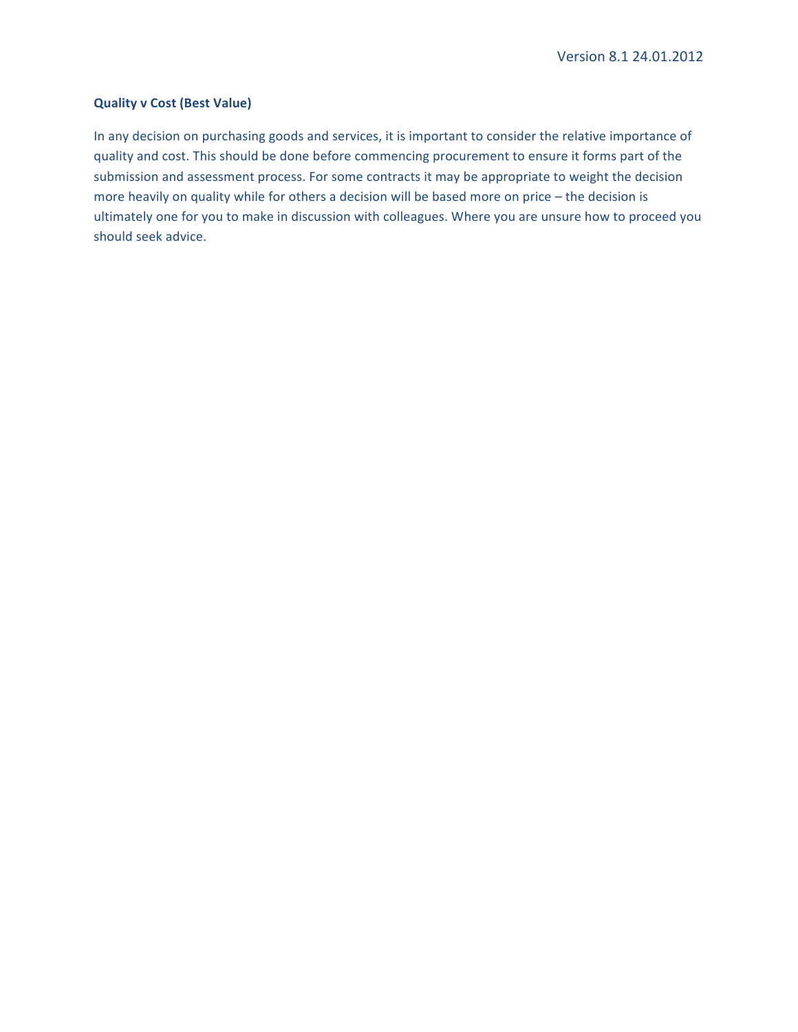**Quality v Cost (Best Value)**

In any decision on purchasing goods and services, it is important to consider the relative importance of quality and cost. This should be done before commencing procurement to ensure it forms part of the submission and assessment process. For some contracts it may be appropriate to weight the decision more heavily on quality while for others a decision will be based more on price – the decision is ultimately one for you to make in discussion with colleagues. Where you are unsure how to proceed you should seek advice.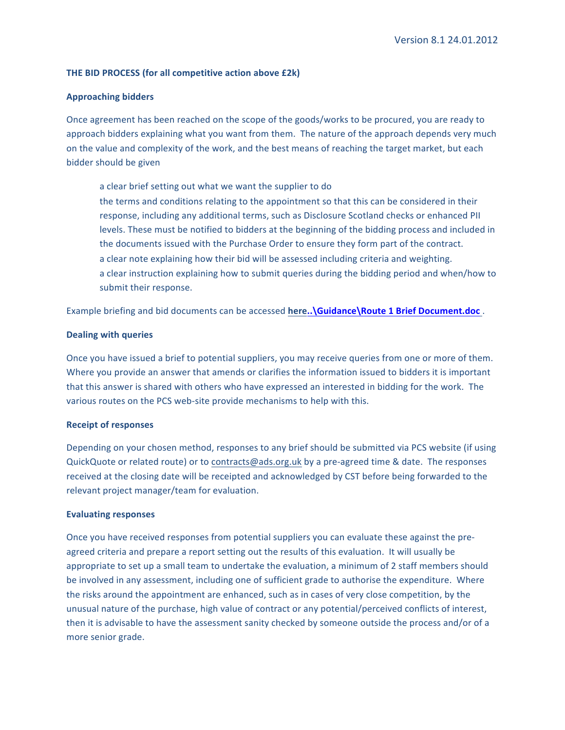Version 8.1 24.01.2012

**THE BID PROCESS (for all competitive action above £2k)**

**Approaching bidders**

Once agreement has been reached on the scope of the goods/works to be procured, you are ready to approach bidders explaining what you want from them. The nature of the approach depends very much on the value and complexity of the work, and the best means of reaching the target market, but each bidder should be given

- a clear brief setting out what we want the supplier to do
- the terms and conditions relating to the appointment so that this can be considered in their response, including any additional terms, such as Disclosure Scotland checks or enhanced PII levels. These must be notified to bidders at the beginning of the bidding process and included in the documents issued with the Purchase Order to ensure they form part of the contract.
- a clear note explaining how their bid will be assessed including criteria and weighting.
- a clear instruction explaining how to submit queries during the bidding period and when/how to submit their response.

Example briefing and bid documents can be accessed **here..\Guidance\Route 1 Brief Document.doc** .

**Dealing with queries**

Once you have issued a brief to potential suppliers, you may receive queries from one or more of them. Where you provide an answer that amends or clarifies the information issued to bidders it is important that this answer is shared with others who have expressed an interested in bidding for the work. The various routes on the PCS web-site provide mechanisms to help with this.

**Receipt of responses**

Depending on your chosen method, responses to any brief should be submitted via PCS website (if using QuickQuote or related route) or to contracts@ads.org.uk by a pre-agreed time & date. The responses received at the closing date will be receipted and acknowledged by CST before being forwarded to the relevant project manager/team for evaluation.

**Evaluating responses**

Once you have received responses from potential suppliers you can evaluate these against the pre-agreed criteria and prepare a report setting out the results of this evaluation. It will usually be appropriate to set up a small team to undertake the evaluation, a minimum of 2 staff members should be involved in any assessment, including one of sufficient grade to authorise the expenditure. Where the risks around the appointment are enhanced, such as in cases of very close competition, by the unusual nature of the purchase, high value of contract or any potential/perceived conflicts of interest, then it is advisable to have the assessment sanity checked by someone outside the process and/or of a more senior grade.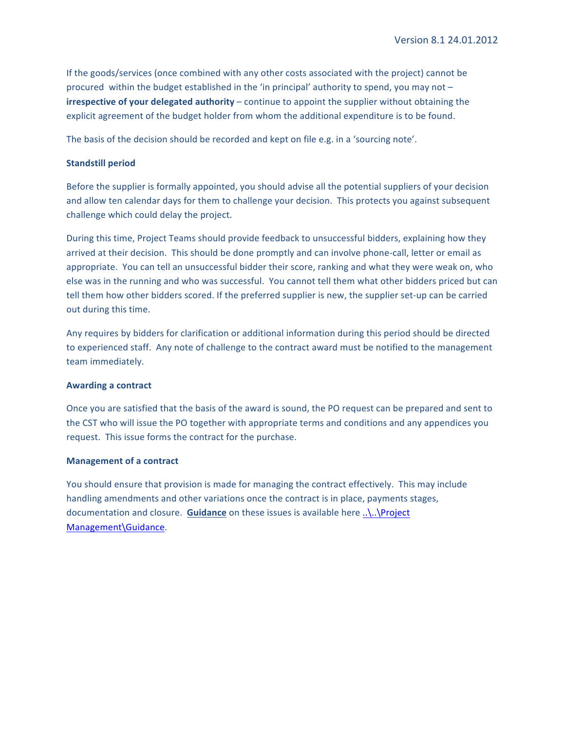If the goods/services (once combined with any other costs associated with the project) cannot be procured within the budget established in the 'in principal' authority to spend, you may not – **irrespective of your delegated authority** – continue to appoint the supplier without obtaining the explicit agreement of the budget holder from whom the additional expenditure is to be found.

The basis of the decision should be recorded and kept on file e.g. in a 'sourcing note'.

**Standstill period**

Before the supplier is formally appointed, you should advise all the potential suppliers of your decision and allow ten calendar days for them to challenge your decision. This protects you against subsequent challenge which could delay the project.

During this time, Project Teams should provide feedback to unsuccessful bidders, explaining how they arrived at their decision. This should be done promptly and can involve phone-call, letter or email as appropriate. You can tell an unsuccessful bidder their score, ranking and what they were weak on, who else was in the running and who was successful. You cannot tell them what other bidders priced but can tell them how other bidders scored. If the preferred supplier is new, the supplier set-up can be carried out during this time.

Any requires by bidders for clarification or additional information during this period should be directed to experienced staff. Any note of challenge to the contract award must be notified to the management team immediately.

**Awarding a contract**

Once you are satisfied that the basis of the award is sound, the PO request can be prepared and sent to the CST who will issue the PO together with appropriate terms and conditions and any appendices you request. This issue forms the contract for the purchase.

**Management of a contract**

You should ensure that provision is made for managing the contract effectively. This may include handling amendments and other variations once the contract is in place, payments stages, documentation and closure. **Guidance** on these issues is available here ..\..\Project Management\Guidance.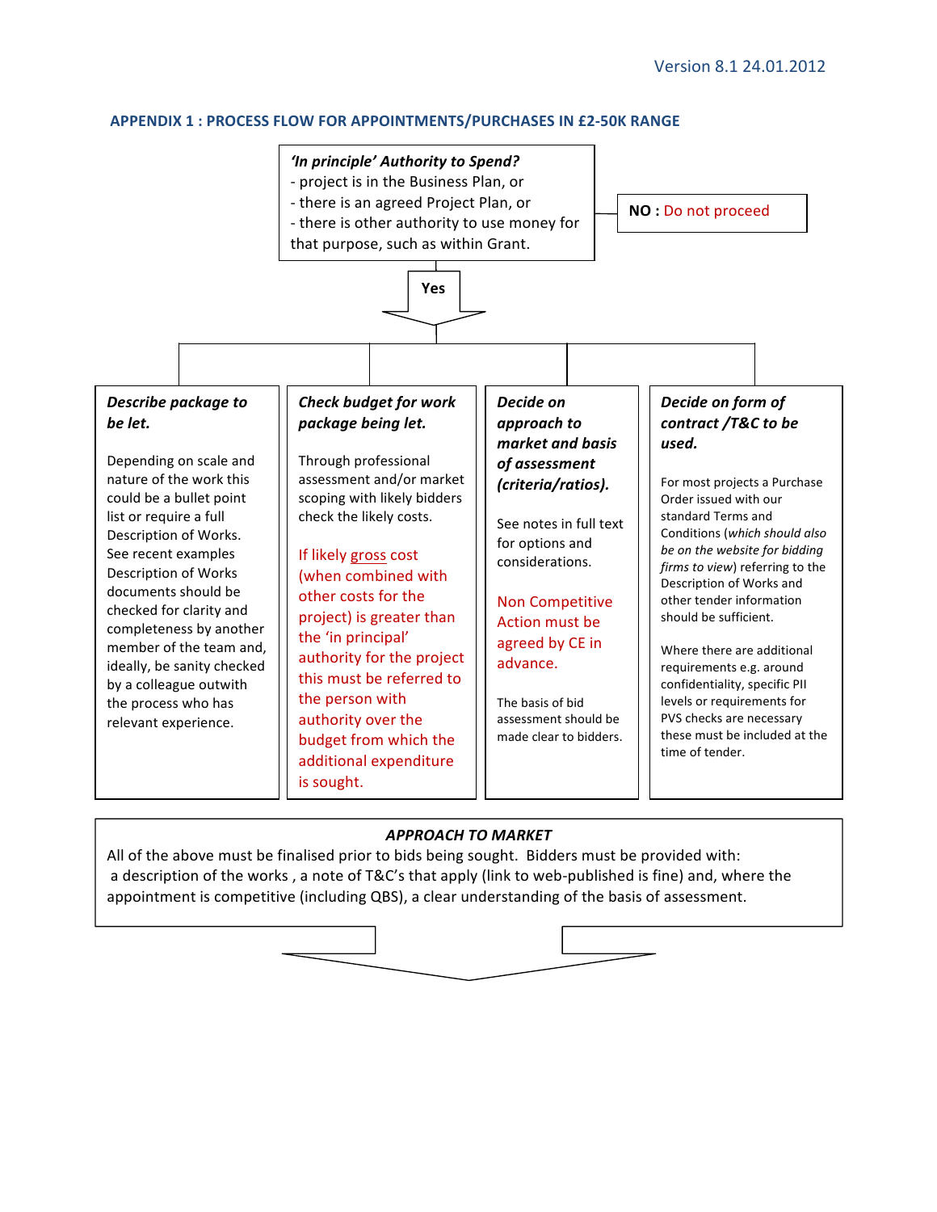## APPENDIX 1 : PROCESS FLOW FOR APPOINTMENTS/PURCHASES IN £2-50K RANGE

***'In principle' Authority to Spend?***
- project is in the Business Plan, or
- there is an agreed Project Plan, or
- there is other authority to use money for that purpose, such as within Grant.

**NO :** Do not proceed

**Yes**

***Describe package to be let.***

Depending on scale and nature of the work this could be a bullet point list or require a full Description of Works. See recent examples Description of Works documents should be checked for clarity and completeness by another member of the team and, ideally, be sanity checked by a colleague outwith the process who has relevant experience.

***Check budget for work package being let.***

Through professional assessment and/or market scoping with likely bidders check the likely costs.

If likely gross cost (when combined with other costs for the project) is greater than the 'in principal' authority for the project this must be referred to the person with authority over the budget from which the additional expenditure is sought.

***Decide on approach to market and basis of assessment (criteria/ratios).***

See notes in full text for options and considerations.

Non Competitive Action must be agreed by CE in advance.

The basis of bid assessment should be made clear to bidders.

***Decide on form of contract /T&C to be used.***

For most projects a Purchase Order issued with our standard Terms and Conditions (*which should also be on the website for bidding firms to view*) referring to the Description of Works and other tender information should be sufficient.

Where there are additional requirements e.g. around confidentiality, specific PII levels or requirements for PVS checks are necessary these must be included at the time of tender.

***APPROACH TO MARKET***

All of the above must be finalised prior to bids being sought. Bidders must be provided with: a description of the works , a note of T&C's that apply (link to web-published is fine) and, where the appointment is competitive (including QBS), a clear understanding of the basis of assessment.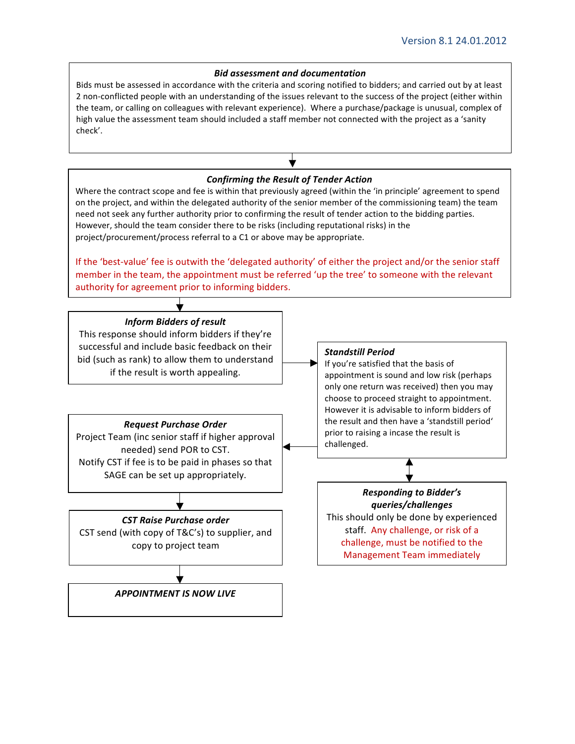Version 8.1 24.01.2012

***Bid assessment and documentation***

Bids must be assessed in accordance with the criteria and scoring notified to bidders; and carried out by at least 2 non-conflicted people with an understanding of the issues relevant to the success of the project (either within the team, or calling on colleagues with relevant experience). Where a purchase/package is unusual, complex of high value the assessment team should included a staff member not connected with the project as a 'sanity check'.

***Confirming the Result of Tender Action***

Where the contract scope and fee is within that previously agreed (within the 'in principle' agreement to spend on the project, and within the delegated authority of the senior member of the commissioning team) the team need not seek any further authority prior to confirming the result of tender action to the bidding parties. However, should the team consider there to be risks (including reputational risks) in the project/procurement/process referral to a C1 or above may be appropriate.

If the 'best-value' fee is outwith the 'delegated authority' of either the project and/or the senior staff member in the team, the appointment must be referred 'up the tree' to someone with the relevant authority for agreement prior to informing bidders.

***Inform Bidders of result***

This response should inform bidders if they're successful and include basic feedback on their bid (such as rank) to allow them to understand if the result is worth appealing.

***Standstill Period***

If you're satisfied that the basis of appointment is sound and low risk (perhaps only one return was received) then you may choose to proceed straight to appointment. However it is advisable to inform bidders of the result and then have a 'standstill period' prior to raising a incase the result is challenged.

***Responding to Bidder's queries/challenges***

This should only be done by experienced staff. Any challenge, or risk of a challenge, must be notified to the Management Team immediately

***Request Purchase Order***

Project Team (inc senior staff if higher approval needed) send POR to CST.
Notify CST if fee is to be paid in phases so that SAGE can be set up appropriately.

***CST Raise Purchase order***

CST send (with copy of T&C's) to supplier, and copy to project team

***APPOINTMENT IS NOW LIVE***